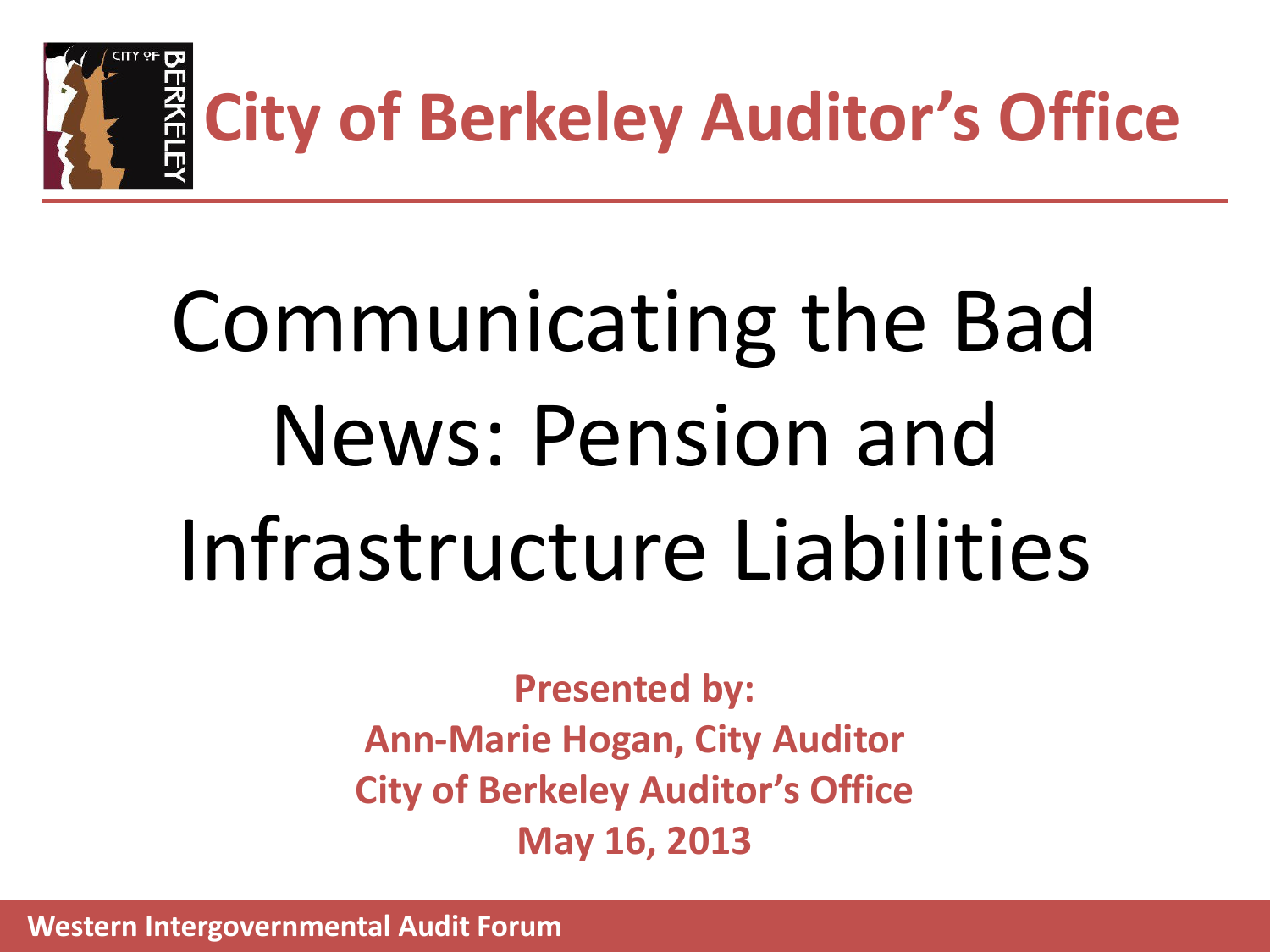# City of Berkeley Auditor's Office

# Communicating the Bad News: Pension and Infrastructure Liabilities

**Presented by:**
**Ann-Marie Hogan, City Auditor**
**City of Berkeley Auditor's Office**
**May 16, 2013**

**Western Intergovernmental Audit Forum**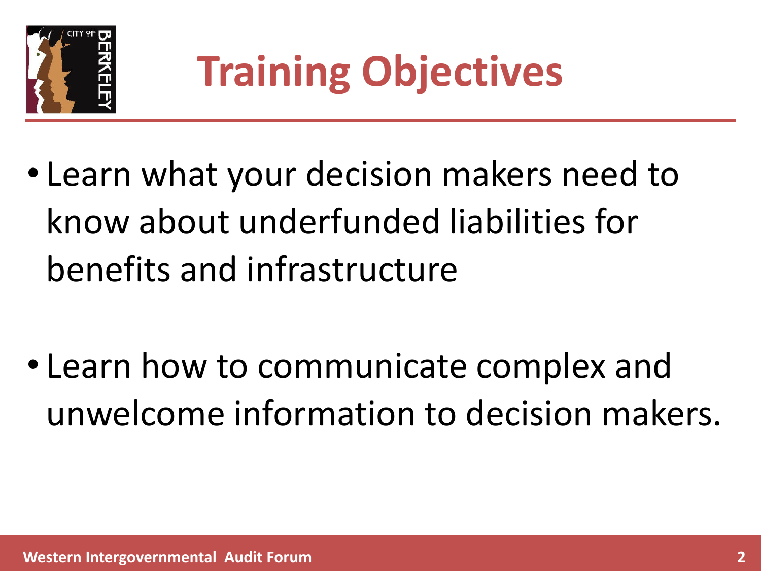# Training Objectives

- Learn what your decision makers need to know about underfunded liabilities for benefits and infrastructure
- Learn how to communicate complex and unwelcome information to decision makers.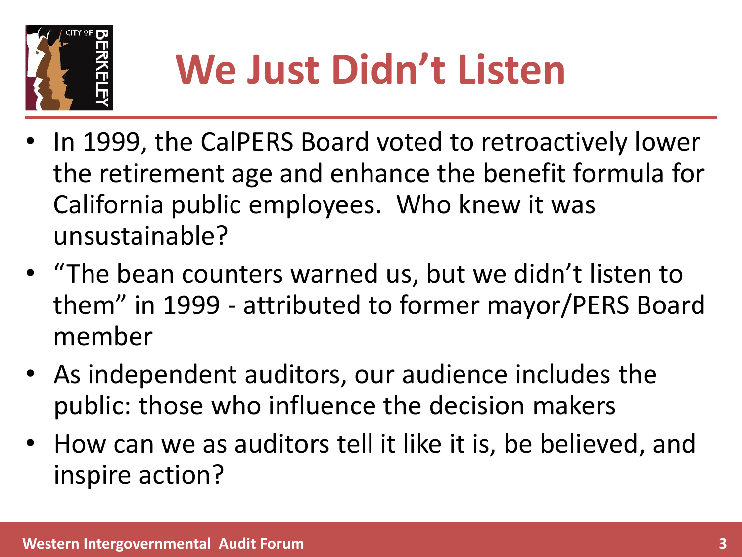# We Just Didn't Listen

- In 1999, the CalPERS Board voted to retroactively lower the retirement age and enhance the benefit formula for California public employees. Who knew it was unsustainable?
- "The bean counters warned us, but we didn't listen to them" in 1999 - attributed to former mayor/PERS Board member
- As independent auditors, our audience includes the public: those who influence the decision makers
- How can we as auditors tell it like it is, be believed, and inspire action?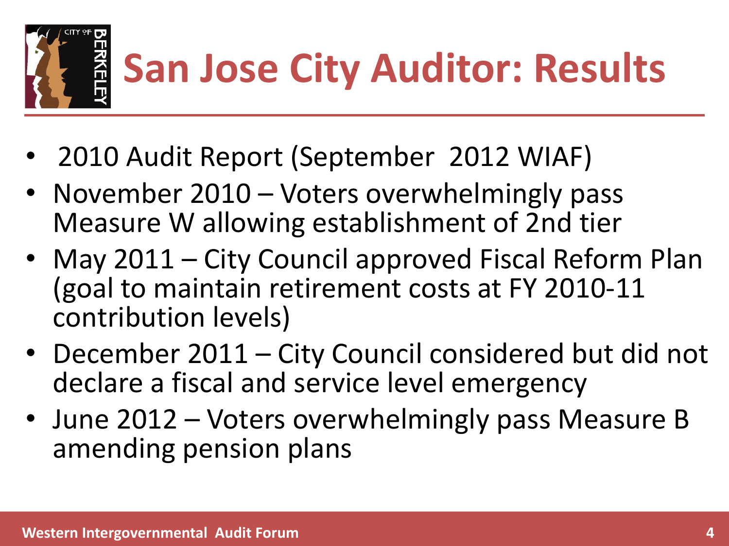# San Jose City Auditor: Results

- 2010 Audit Report (September 2012 WIAF)
- November 2010 – Voters overwhelmingly pass Measure W allowing establishment of 2nd tier
- May 2011 – City Council approved Fiscal Reform Plan (goal to maintain retirement costs at FY 2010-11 contribution levels)
- December 2011 – City Council considered but did not declare a fiscal and service level emergency
- June 2012 – Voters overwhelmingly pass Measure B amending pension plans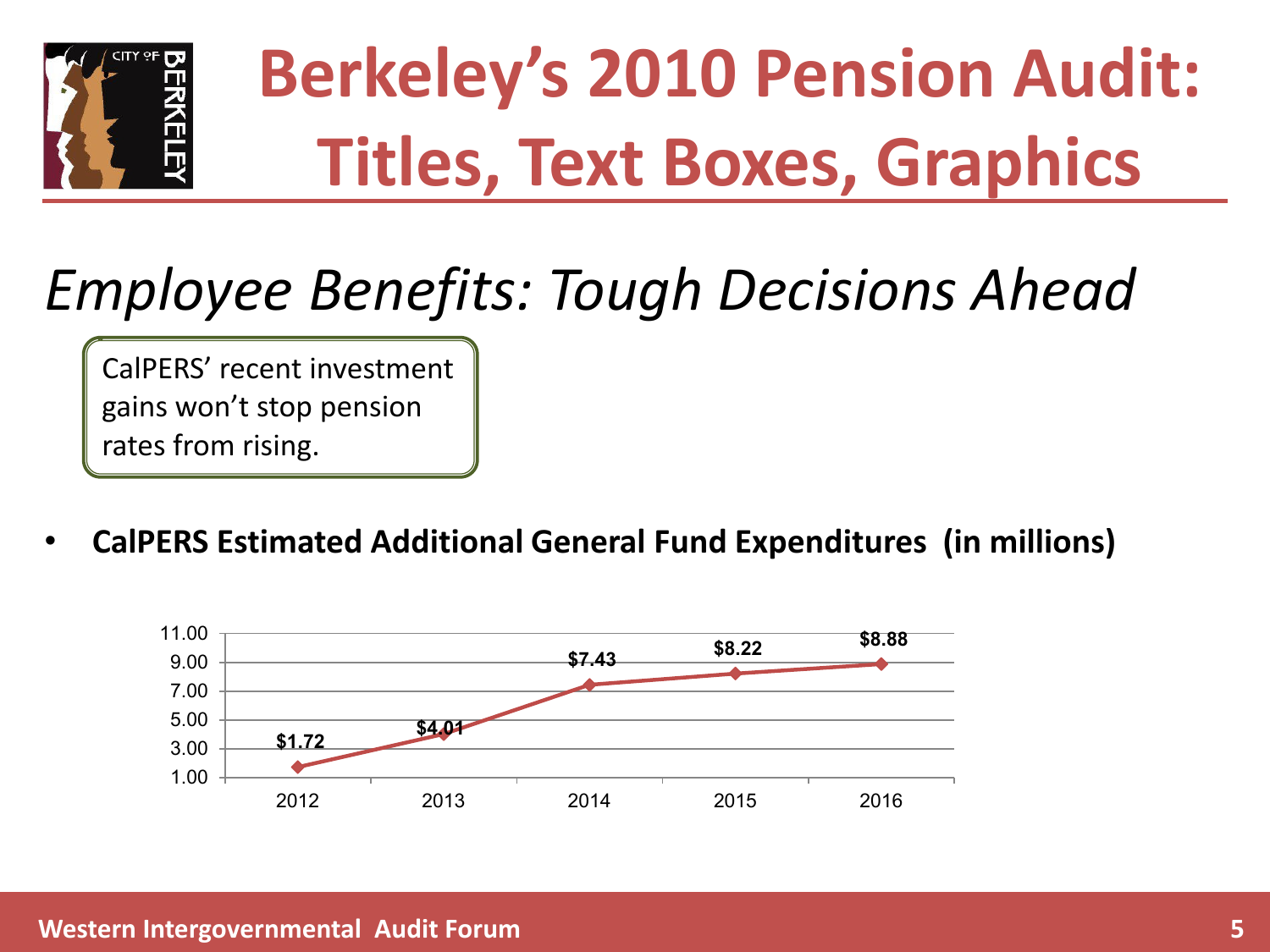# Berkeley's 2010 Pension Audit: Titles, Text Boxes, Graphics

## *Employee Benefits: Tough Decisions Ahead*

CalPERS' recent investment gains won't stop pension rates from rising.

- **CalPERS Estimated Additional General Fund Expenditures (in millions)**

| Year | Amount |
|---|---|
| 2012 | $1.72 |
| 2013 | $4.01 |
| 2014 | $7.43 |
| 2015 | $8.22 |
| 2016 | $8.88 |

Western Intergovernmental Audit Forum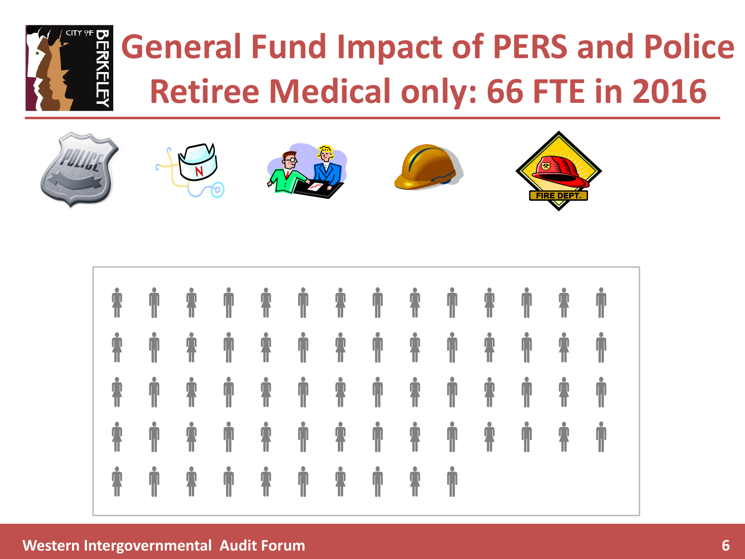# General Fund Impact of PERS and Police Retiree Medical only: 66 FTE in 2016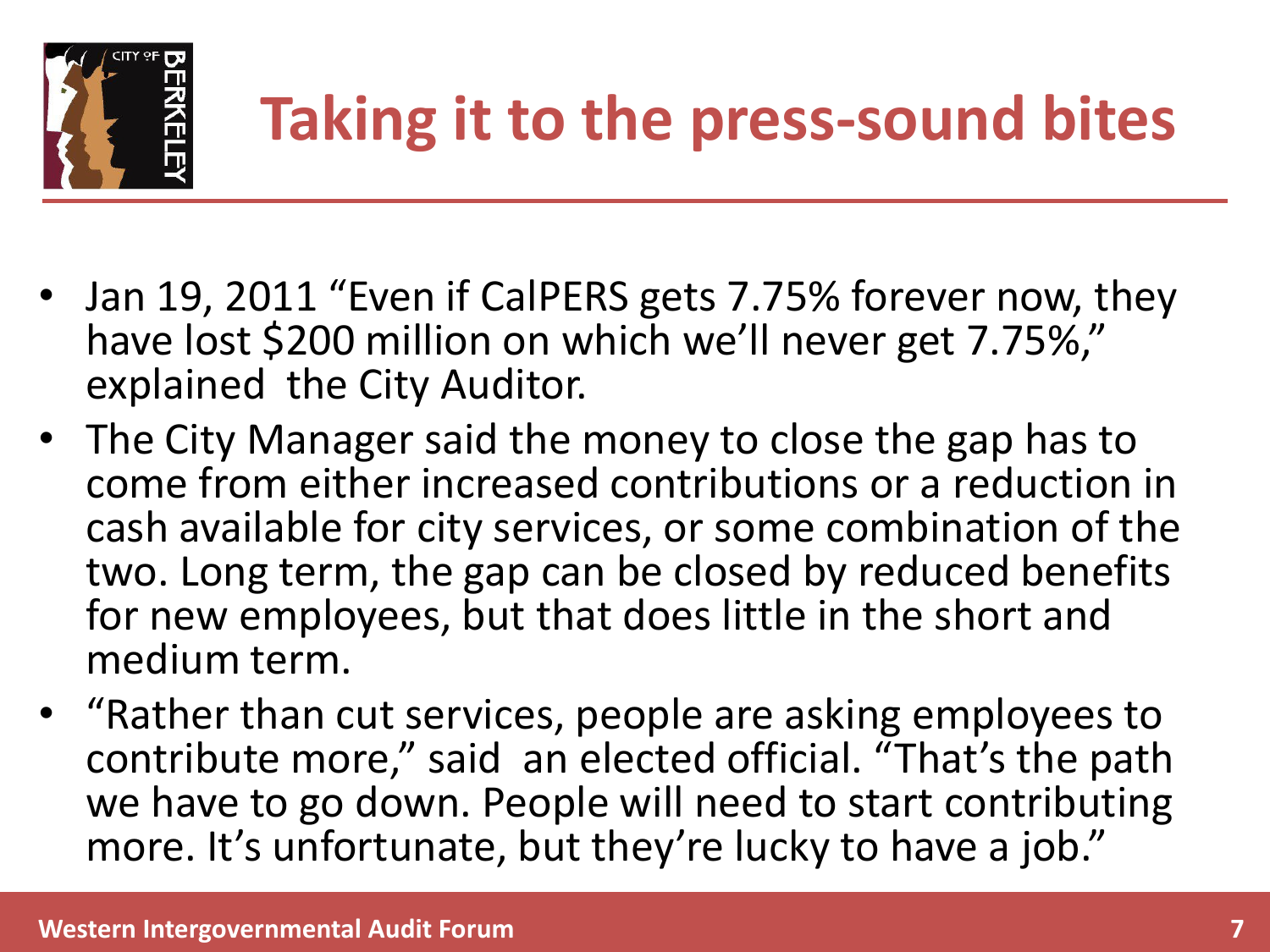# Taking it to the press-sound bites

- Jan 19, 2011 "Even if CalPERS gets 7.75% forever now, they have lost $200 million on which we'll never get 7.75%," explained the City Auditor.
- The City Manager said the money to close the gap has to come from either increased contributions or a reduction in cash available for city services, or some combination of the two. Long term, the gap can be closed by reduced benefits for new employees, but that does little in the short and medium term.
- "Rather than cut services, people are asking employees to contribute more," said an elected official. "That's the path we have to go down. People will need to start contributing more. It's unfortunate, but they're lucky to have a job."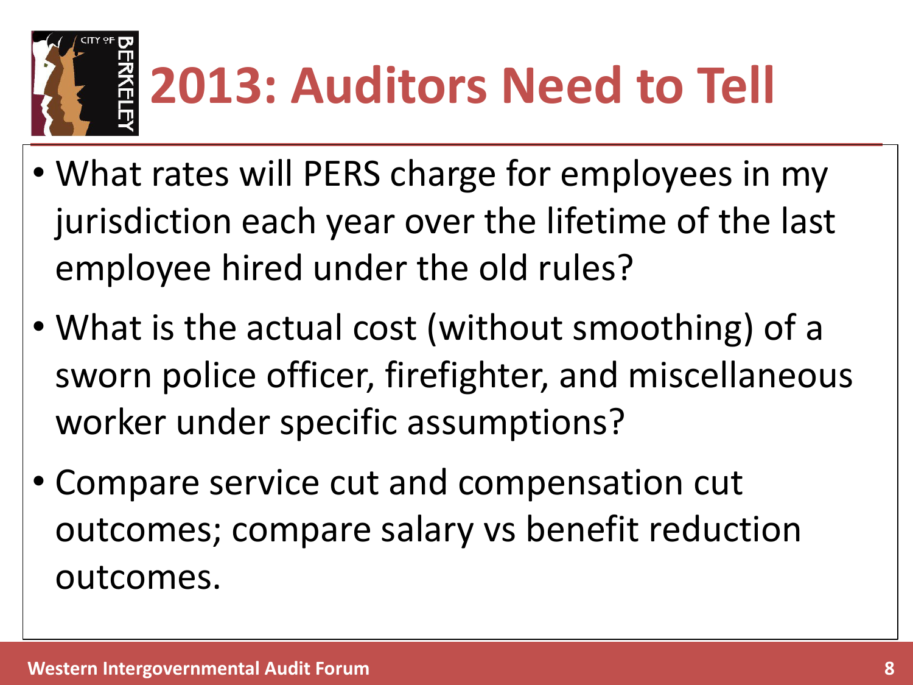# 2013: Auditors Need to Tell

- What rates will PERS charge for employees in my jurisdiction each year over the lifetime of the last employee hired under the old rules?
- What is the actual cost (without smoothing) of a sworn police officer, firefighter, and miscellaneous worker under specific assumptions?
- Compare service cut and compensation cut outcomes; compare salary vs benefit reduction outcomes.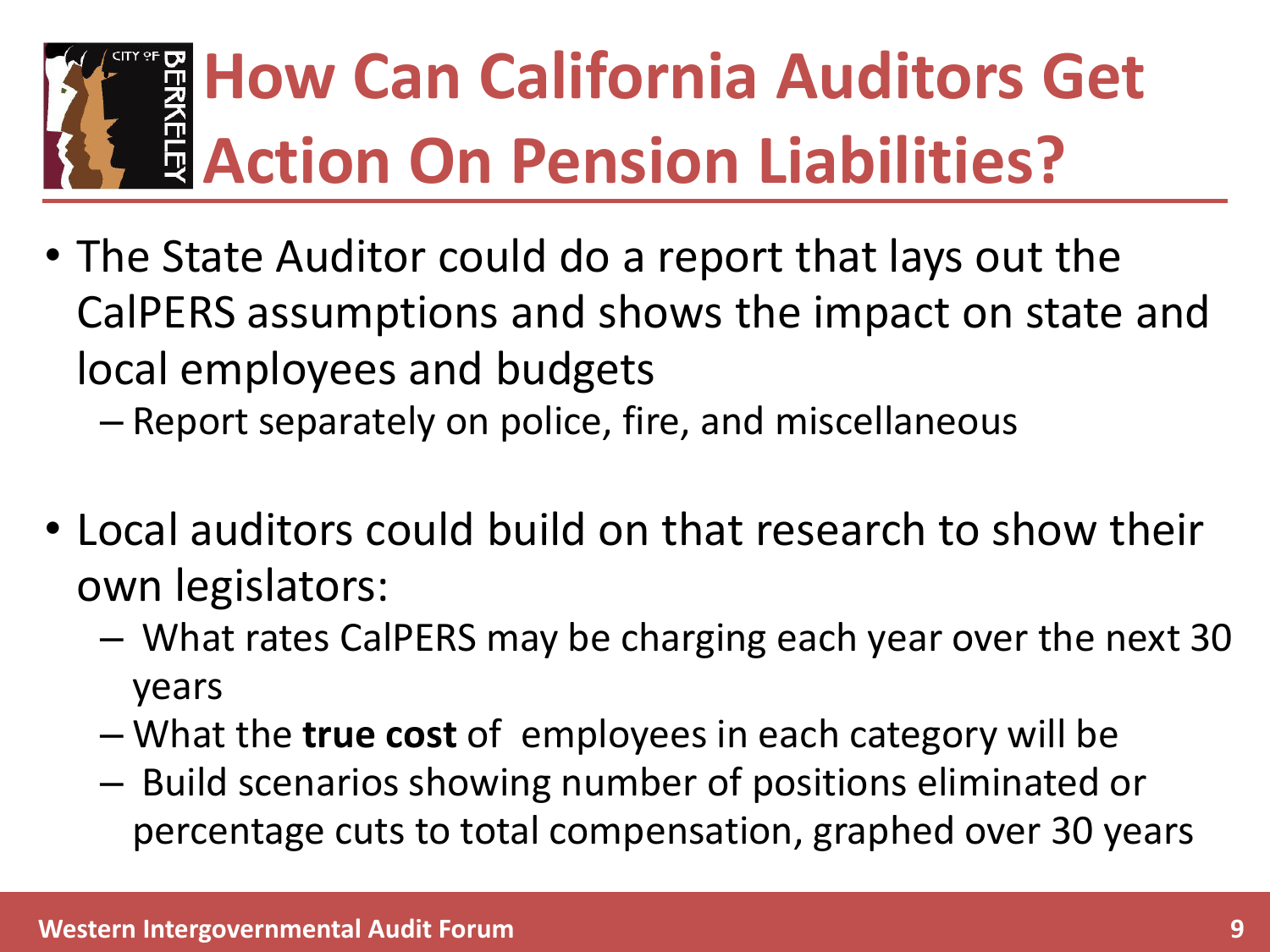# How Can California Auditors Get Action On Pension Liabilities?

- The State Auditor could do a report that lays out the CalPERS assumptions and shows the impact on state and local employees and budgets
  - Report separately on police, fire, and miscellaneous

- Local auditors could build on that research to show their own legislators:
  - What rates CalPERS may be charging each year over the next 30 years
  - What the **true cost** of employees in each category will be
  - Build scenarios showing number of positions eliminated or percentage cuts to total compensation, graphed over 30 years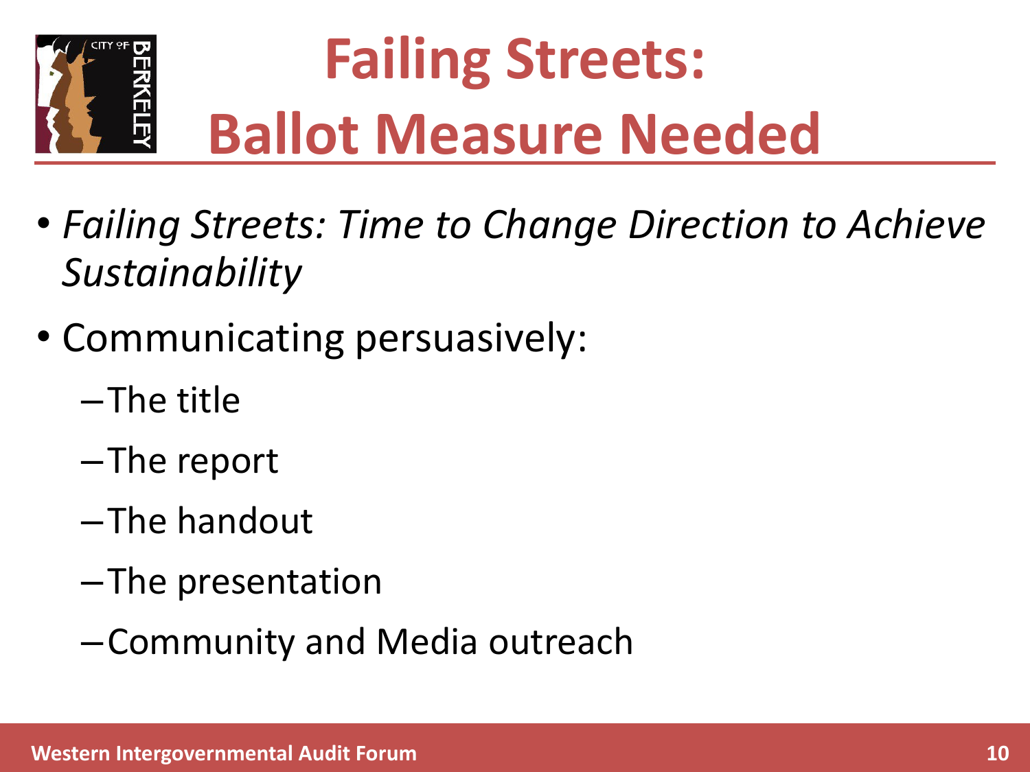# Failing Streets: Ballot Measure Needed

- *Failing Streets: Time to Change Direction to Achieve Sustainability*
- Communicating persuasively:
  - The title
  - The report
  - The handout
  - The presentation
  - Community and Media outreach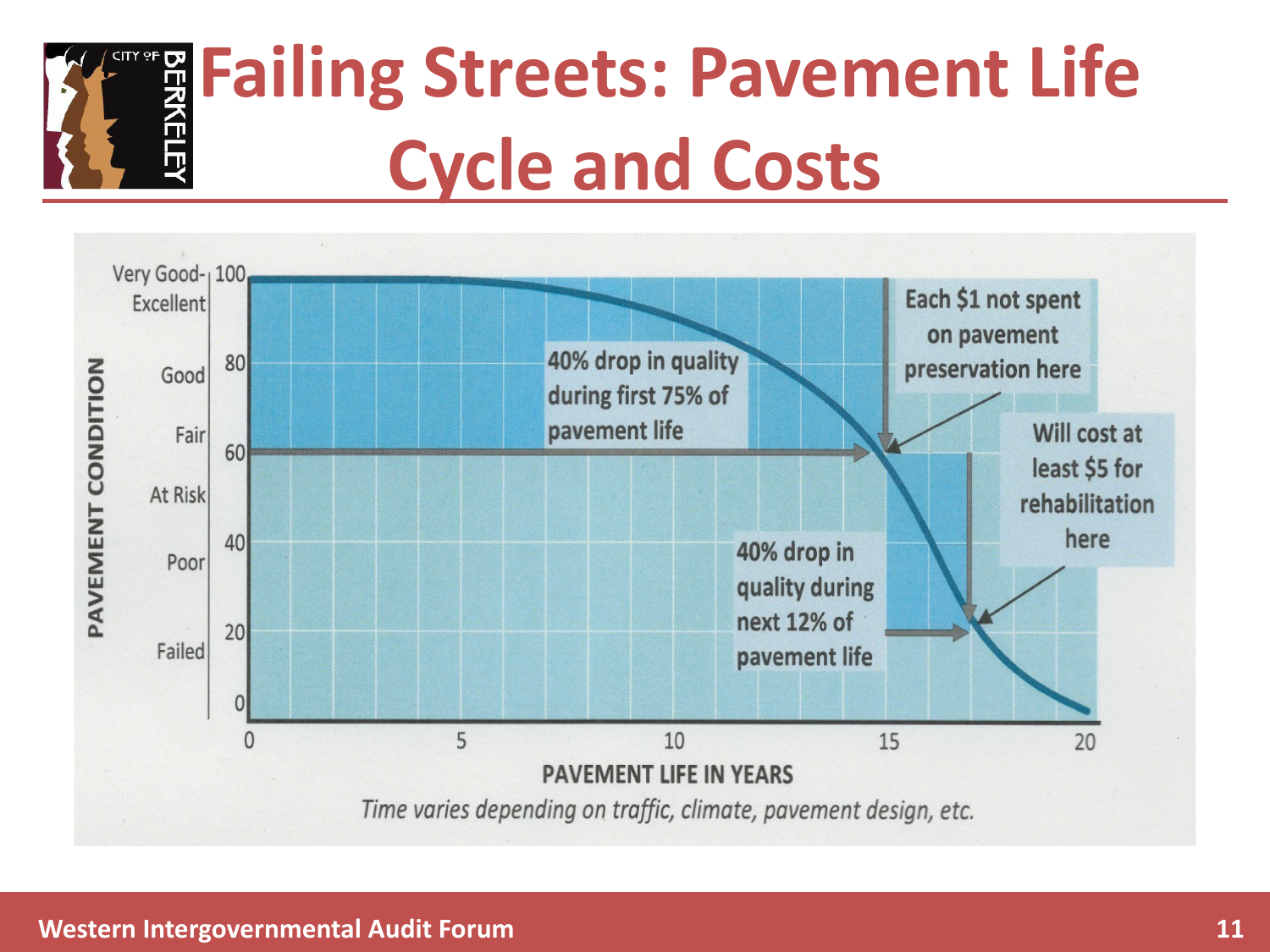# Failing Streets: Pavement Life Cycle and Costs

PAVEMENT CONDITION

| Rating | Value |
| --- | --- |
| Very Good-Excellent | 100 |
| Good | 80 |
| Fair | 60 |
| At Risk | |
| Poor | 40 |
| Failed | 20 |
| | 0 |

40% drop in quality during first 75% of pavement life

Each $1 not spent on pavement preservation here

Will cost at least $5 for rehabilitation here

40% drop in quality during next 12% of pavement life

PAVEMENT LIFE IN YEARS: 0, 5, 10, 15, 20

*Time varies depending on traffic, climate, pavement design, etc.*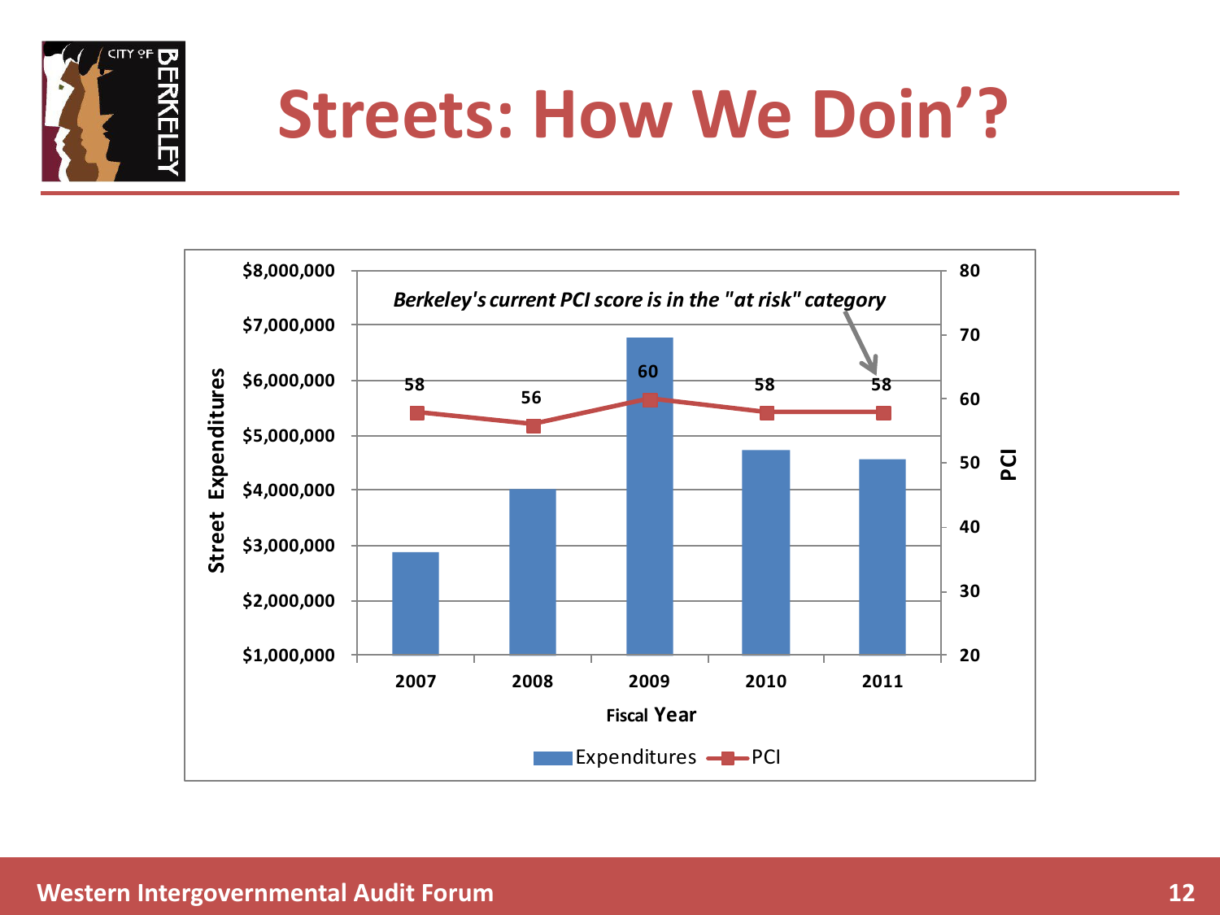# Streets: How We Doin'?

*Berkeley's current PCI score is in the "at risk" category*

| Fiscal Year | Expenditures | PCI |
| --- | --- | --- |
| 2007 | | 58 |
| 2008 | | 56 |
| 2009 | | 60 |
| 2010 | | 58 |
| 2011 | | 58 |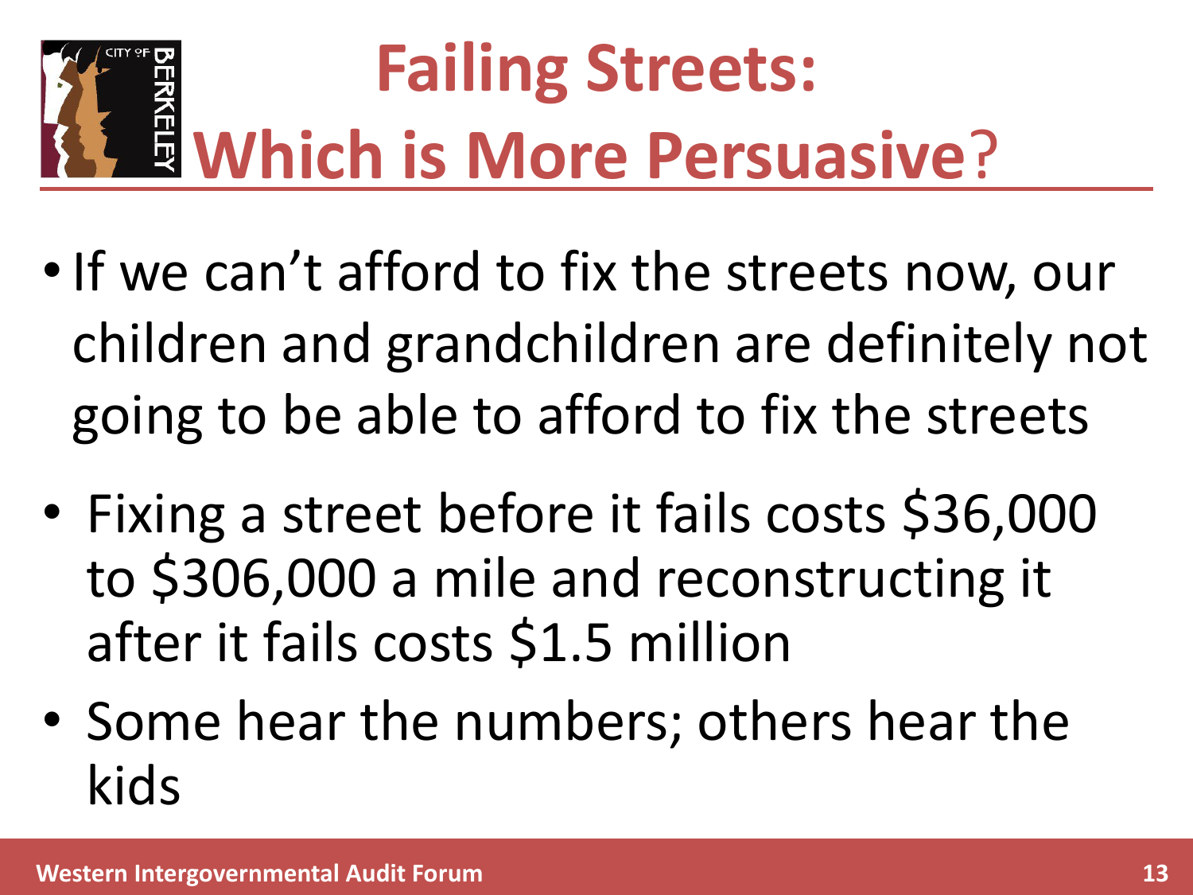# Failing Streets: Which is More Persuasive?

- If we can't afford to fix the streets now, our children and grandchildren are definitely not going to be able to afford to fix the streets
- Fixing a street before it fails costs $36,000 to $306,000 a mile and reconstructing it after it fails costs $1.5 million
- Some hear the numbers; others hear the kids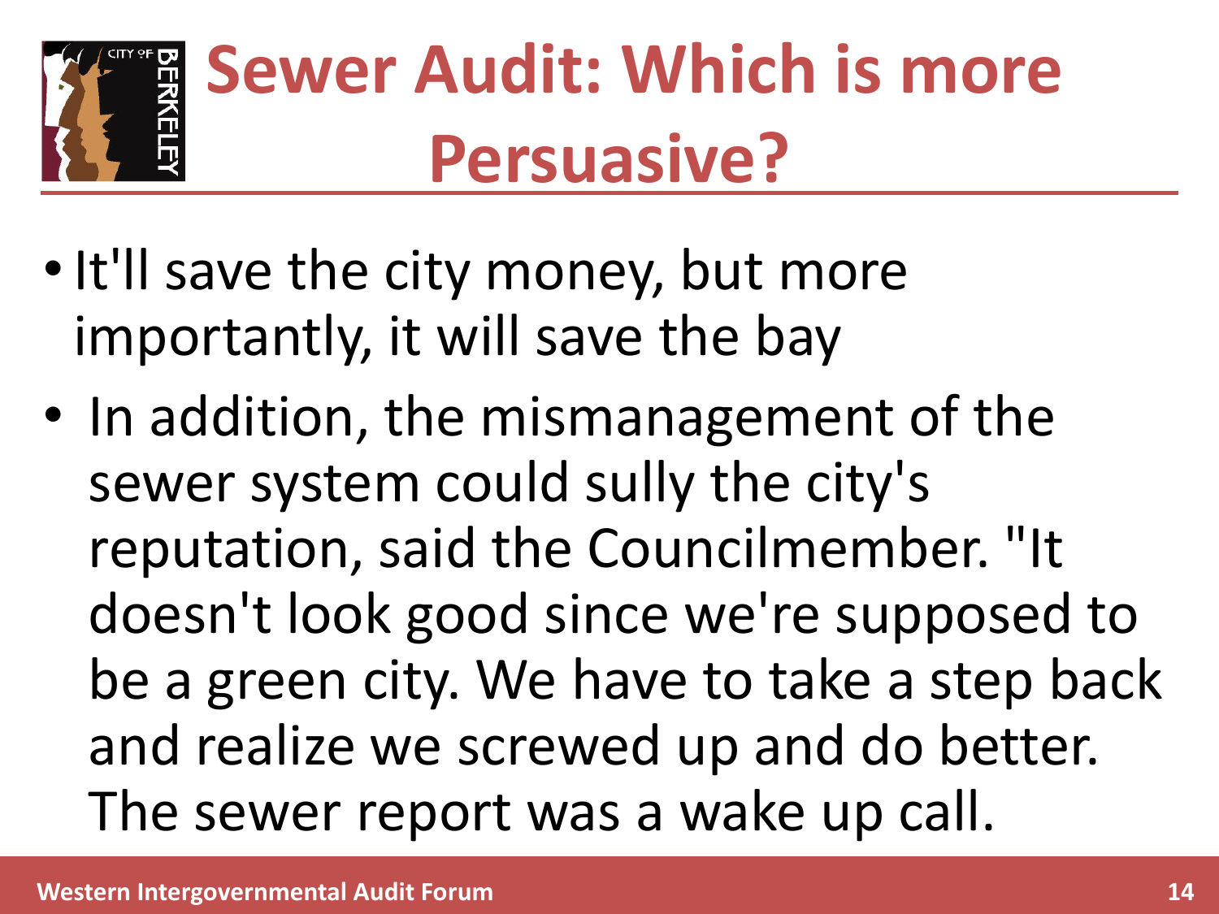# Sewer Audit: Which is more Persuasive?

- It'll save the city money, but more importantly, it will save the bay
- In addition, the mismanagement of the sewer system could sully the city's reputation, said the Councilmember. "It doesn't look good since we're supposed to be a green city. We have to take a step back and realize we screwed up and do better. The sewer report was a wake up call.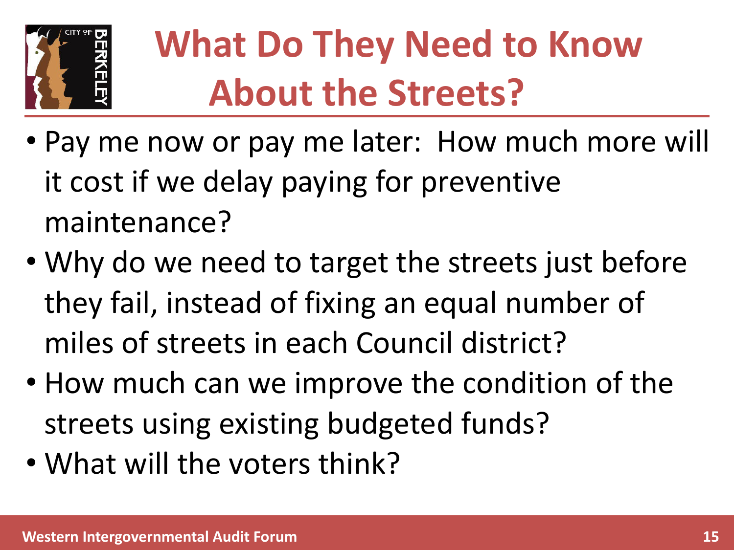# What Do They Need to Know About the Streets?

- Pay me now or pay me later: How much more will it cost if we delay paying for preventive maintenance?
- Why do we need to target the streets just before they fail, instead of fixing an equal number of miles of streets in each Council district?
- How much can we improve the condition of the streets using existing budgeted funds?
- What will the voters think?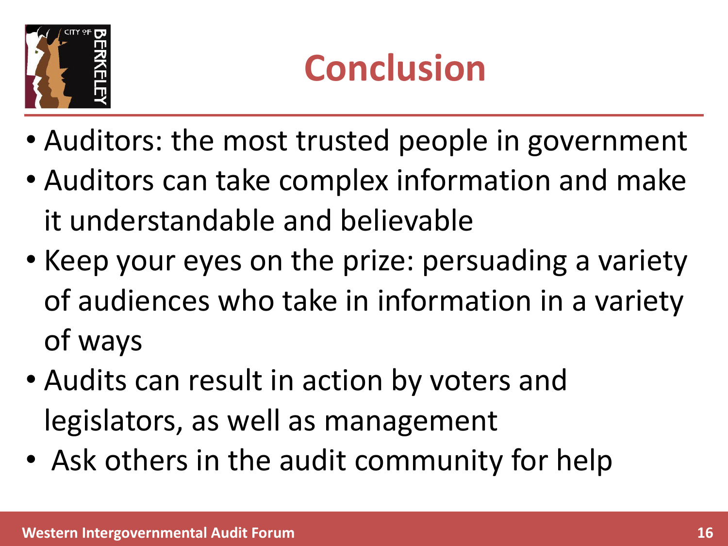# Conclusion

- Auditors: the most trusted people in government
- Auditors can take complex information and make it understandable and believable
- Keep your eyes on the prize: persuading a variety of audiences who take in information in a variety of ways
- Audits can result in action by voters and legislators, as well as management
- Ask others in the audit community for help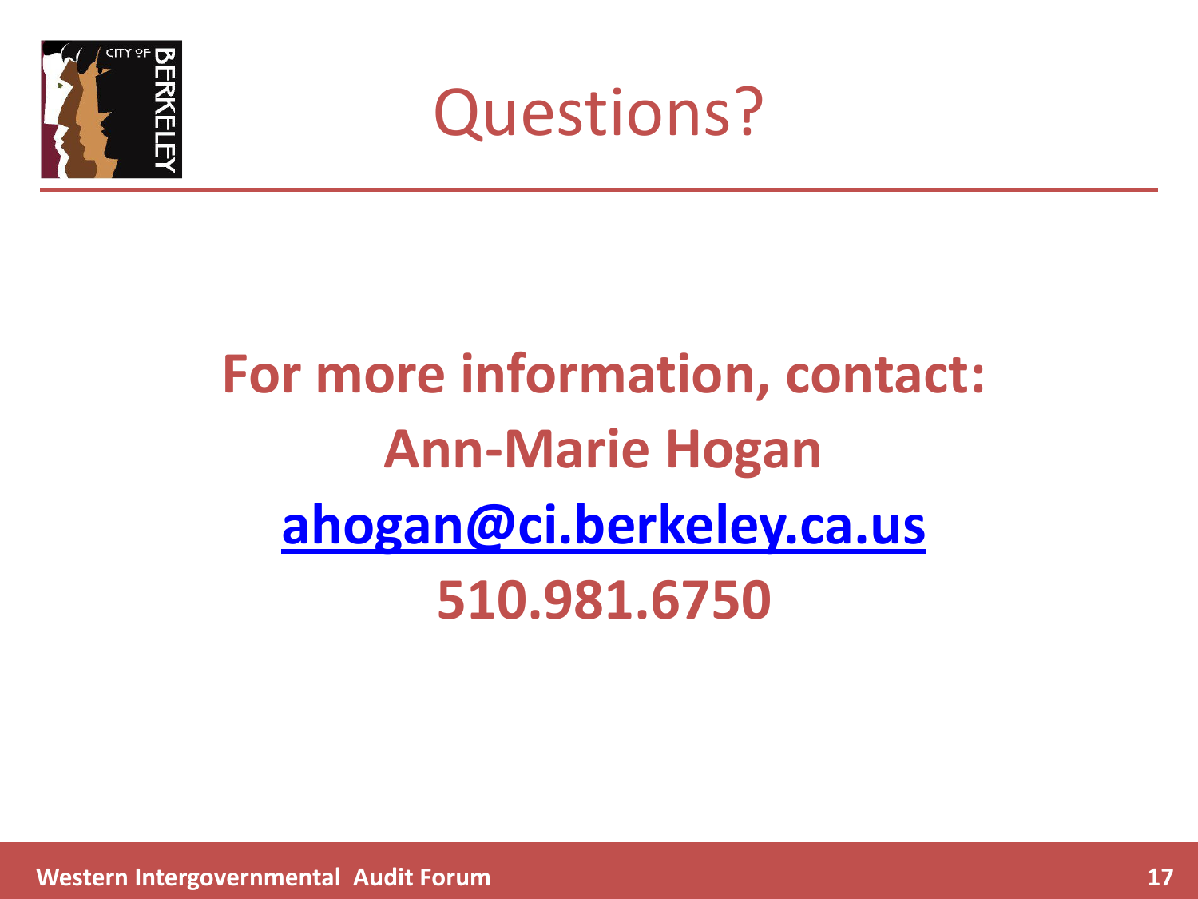# Questions?

**For more information, contact:**

**Ann-Marie Hogan**

**ahogan@ci.berkeley.ca.us**

**510.981.6750**